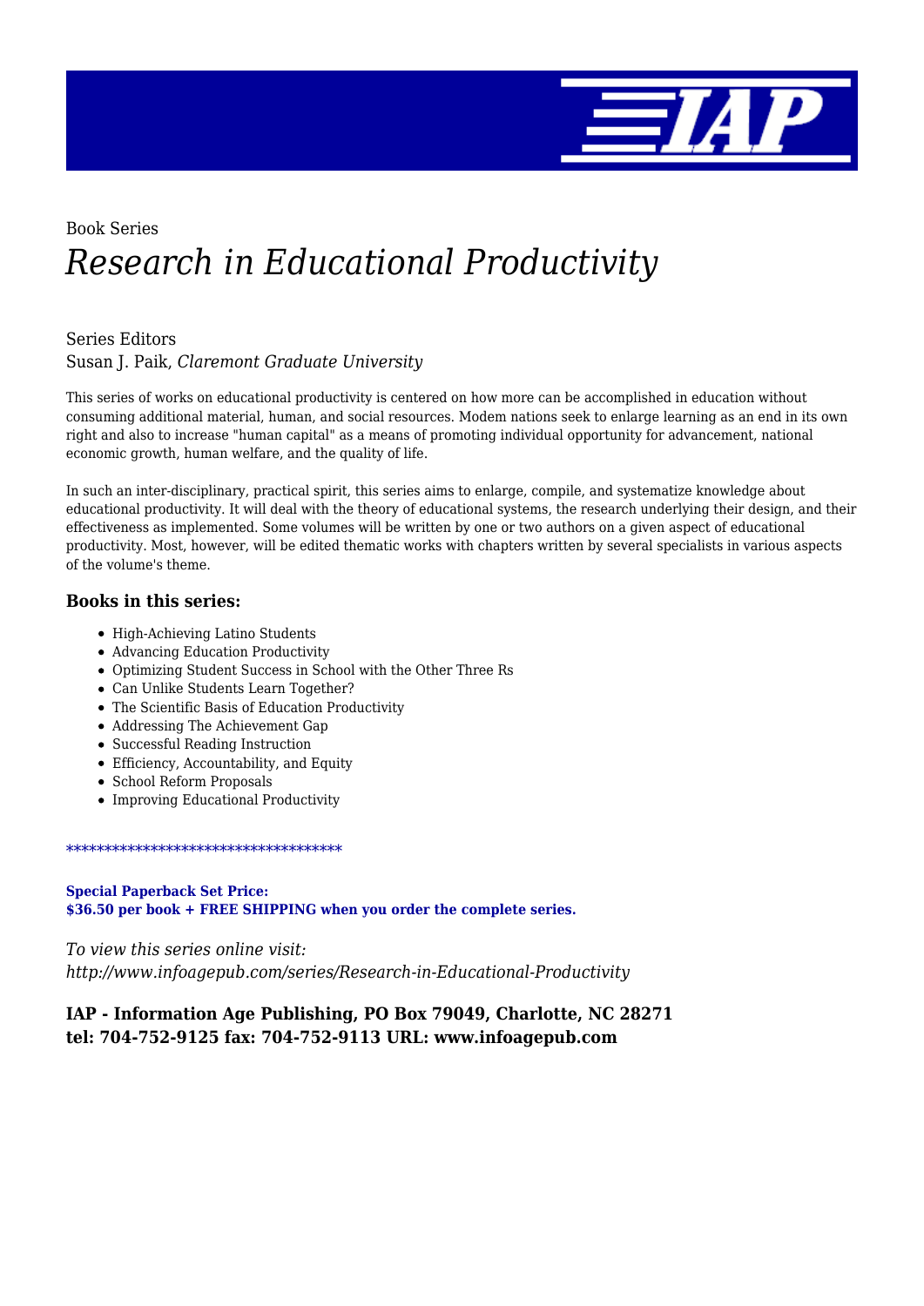Book Series

# *Research in Educational Productivity*

Series Editors
Susan J. Paik, *Claremont Graduate University*

This series of works on educational productivity is centered on how more can be accomplished in education without consuming additional material, human, and social resources. Modem nations seek to enlarge learning as an end in its own right and also to increase "human capital" as a means of promoting individual opportunity for advancement, national economic growth, human welfare, and the quality of life.

In such an inter-disciplinary, practical spirit, this series aims to enlarge, compile, and systematize knowledge about educational productivity. It will deal with the theory of educational systems, the research underlying their design, and their effectiveness as implemented. Some volumes will be written by one or two authors on a given aspect of educational productivity. Most, however, will be edited thematic works with chapters written by several specialists in various aspects of the volume's theme.

### Books in this series:

- High-Achieving Latino Students
- Advancing Education Productivity
- Optimizing Student Success in School with the Other Three Rs
- Can Unlike Students Learn Together?
- The Scientific Basis of Education Productivity
- Addressing The Achievement Gap
- Successful Reading Instruction
- Efficiency, Accountability, and Equity
- School Reform Proposals
- Improving Educational Productivity

************************************

**Special Paperback Set Price:**
**$36.50 per book + FREE SHIPPING when you order the complete series.**

*To view this series online visit:*
*http://www.infoagepub.com/series/Research-in-Educational-Productivity*

**IAP - Information Age Publishing, PO Box 79049, Charlotte, NC 28271**
**tel: 704-752-9125 fax: 704-752-9113 URL: www.infoagepub.com**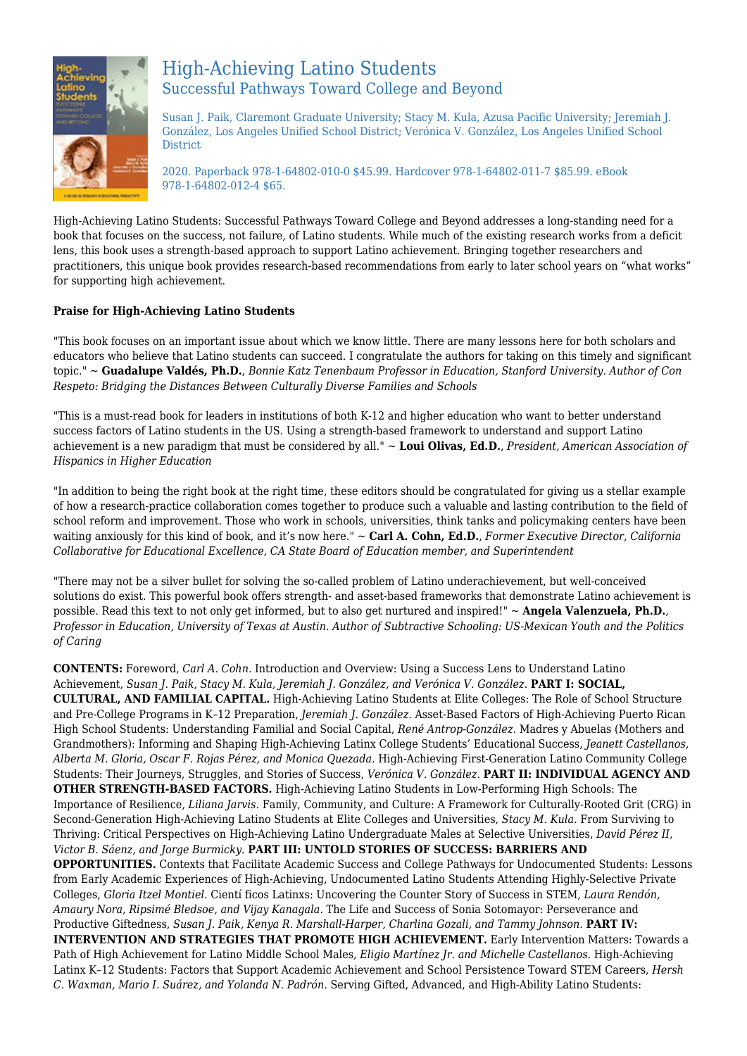# High-Achieving Latino Students

## Successful Pathways Toward College and Beyond

Susan J. Paik, Claremont Graduate University; Stacy M. Kula, Azusa Pacific University; Jeremiah J. González, Los Angeles Unified School District; Verónica V. González, Los Angeles Unified School District

2020. Paperback 978-1-64802-010-0 $45.99. Hardcover 978-1-64802-011-7 $85.99. eBook 978-1-64802-012-4 $65.

High-Achieving Latino Students: Successful Pathways Toward College and Beyond addresses a long-standing need for a book that focuses on the success, not failure, of Latino students. While much of the existing research works from a deficit lens, this book uses a strength-based approach to support Latino achievement. Bringing together researchers and practitioners, this unique book provides research-based recommendations from early to later school years on "what works" for supporting high achievement.

**Praise for High-Achieving Latino Students**

"This book focuses on an important issue about which we know little. There are many lessons here for both scholars and educators who believe that Latino students can succeed. I congratulate the authors for taking on this timely and significant topic." ~ **Guadalupe Valdés, Ph.D.**, *Bonnie Katz Tenenbaum Professor in Education, Stanford University. Author of Con Respeto: Bridging the Distances Between Culturally Diverse Families and Schools*

"This is a must-read book for leaders in institutions of both K-12 and higher education who want to better understand success factors of Latino students in the US. Using a strength-based framework to understand and support Latino achievement is a new paradigm that must be considered by all." ~ **Loui Olivas, Ed.D.**, *President, American Association of Hispanics in Higher Education*

"In addition to being the right book at the right time, these editors should be congratulated for giving us a stellar example of how a research-practice collaboration comes together to produce such a valuable and lasting contribution to the field of school reform and improvement. Those who work in schools, universities, think tanks and policymaking centers have been waiting anxiously for this kind of book, and it's now here." ~ **Carl A. Cohn, Ed.D.**, *Former Executive Director, California Collaborative for Educational Excellence, CA State Board of Education member, and Superintendent*

"There may not be a silver bullet for solving the so-called problem of Latino underachievement, but well-conceived solutions do exist. This powerful book offers strength- and asset-based frameworks that demonstrate Latino achievement is possible. Read this text to not only get informed, but to also get nurtured and inspired!" ~ **Angela Valenzuela, Ph.D.**, *Professor in Education, University of Texas at Austin. Author of Subtractive Schooling: US-Mexican Youth and the Politics of Caring*

**CONTENTS:** Foreword, *Carl A. Cohn.* Introduction and Overview: Using a Success Lens to Understand Latino Achievement, *Susan J. Paik, Stacy M. Kula, Jeremiah J. González, and Verónica V. González.* **PART I: SOCIAL, CULTURAL, AND FAMILIAL CAPITAL.** High-Achieving Latino Students at Elite Colleges: The Role of School Structure and Pre-College Programs in K–12 Preparation, *Jeremiah J. González.* Asset-Based Factors of High-Achieving Puerto Rican High School Students: Understanding Familial and Social Capital, *René Antrop-González.* Madres y Abuelas (Mothers and Grandmothers): Informing and Shaping High-Achieving Latinx College Students' Educational Success, *Jeanett Castellanos, Alberta M. Gloria, Oscar F. Rojas Pérez, and Monica Quezada.* High-Achieving First-Generation Latino Community College Students: Their Journeys, Struggles, and Stories of Success, *Verónica V. González.* **PART II: INDIVIDUAL AGENCY AND OTHER STRENGTH-BASED FACTORS.** High-Achieving Latino Students in Low-Performing High Schools: The Importance of Resilience, *Liliana Jarvis.* Family, Community, and Culture: A Framework for Culturally-Rooted Grit (CRG) in Second-Generation High-Achieving Latino Students at Elite Colleges and Universities, *Stacy M. Kula.* From Surviving to Thriving: Critical Perspectives on High-Achieving Latino Undergraduate Males at Selective Universities, *David Pérez II, Victor B. Sáenz, and Jorge Burmicky.* **PART III: UNTOLD STORIES OF SUCCESS: BARRIERS AND OPPORTUNITIES.** Contexts that Facilitate Academic Success and College Pathways for Undocumented Students: Lessons from Early Academic Experiences of High-Achieving, Undocumented Latino Students Attending Highly-Selective Private Colleges, *Gloria Itzel Montiel.* Cientí ficos Latinxs: Uncovering the Counter Story of Success in STEM, *Laura Rendón, Amaury Nora, Ripsimé Bledsoe, and Vijay Kanagala.* The Life and Success of Sonia Sotomayor: Perseverance and Productive Giftedness, *Susan J. Paik, Kenya R. Marshall-Harper, Charlina Gozali, and Tammy Johnson.* **PART IV: INTERVENTION AND STRATEGIES THAT PROMOTE HIGH ACHIEVEMENT.** Early Intervention Matters: Towards a Path of High Achievement for Latino Middle School Males, *Eligio Martínez Jr. and Michelle Castellanos.* High-Achieving Latinx K–12 Students: Factors that Support Academic Achievement and School Persistence Toward STEM Careers, *Hersh C. Waxman, Mario I. Suárez, and Yolanda N. Padrón.* Serving Gifted, Advanced, and High-Ability Latino Students: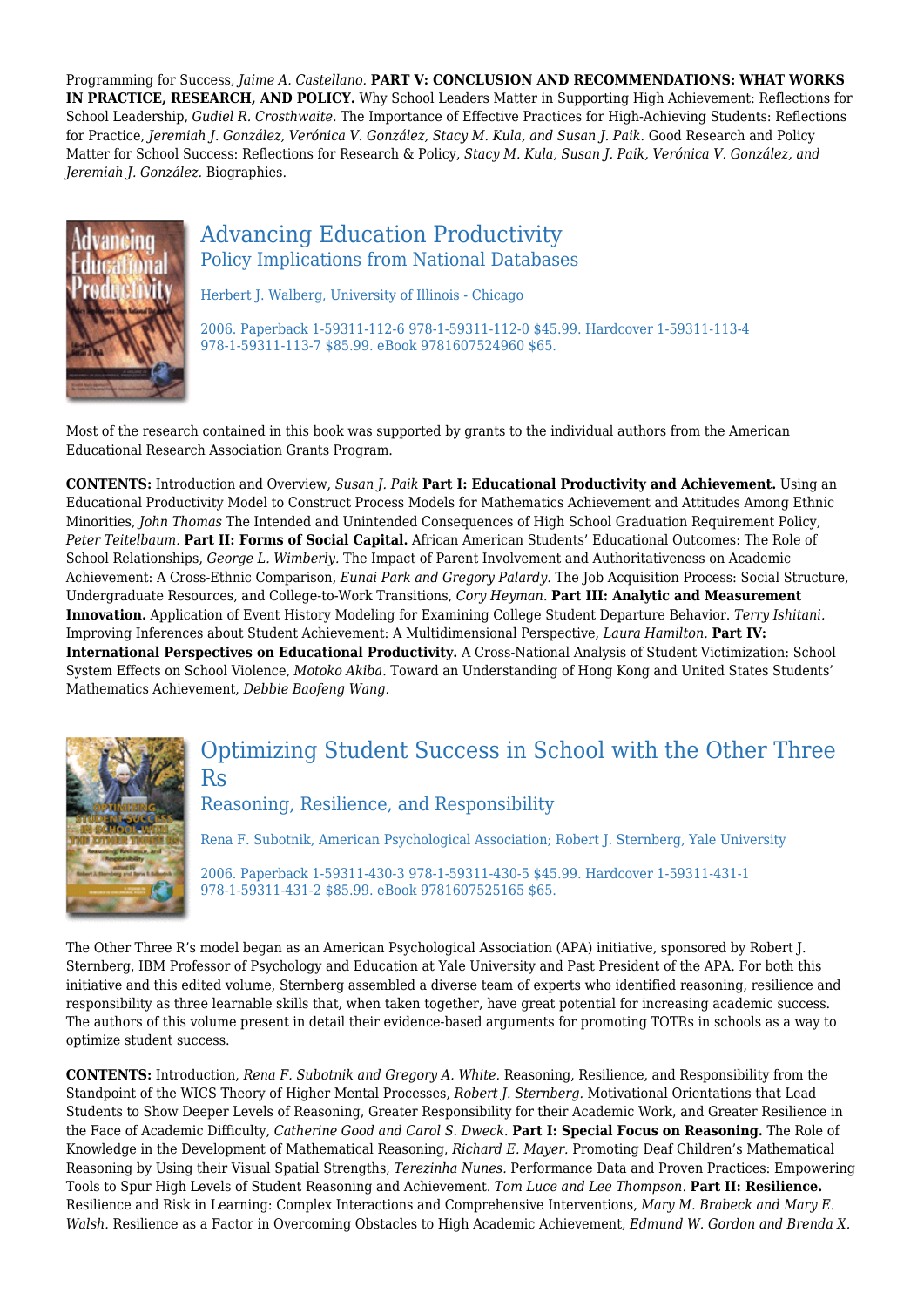Programming for Success, *Jaime A. Castellano.* **PART V: CONCLUSION AND RECOMMENDATIONS: WHAT WORKS IN PRACTICE, RESEARCH, AND POLICY.** Why School Leaders Matter in Supporting High Achievement: Reflections for School Leadership, *Gudiel R. Crosthwaite.* The Importance of Effective Practices for High-Achieving Students: Reflections for Practice, *Jeremiah J. González, Verónica V. González, Stacy M. Kula, and Susan J. Paik.* Good Research and Policy Matter for School Success: Reflections for Research & Policy, *Stacy M. Kula, Susan J. Paik, Verónica V. González, and Jeremiah J. González.* Biographies.

## Advancing Education Productivity

### Policy Implications from National Databases

Herbert J. Walberg, University of Illinois - Chicago

2006. Paperback 1-59311-112-6 978-1-59311-112-0 $45.99. Hardcover 1-59311-113-4 978-1-59311-113-7 $85.99. eBook 9781607524960 $65.

Most of the research contained in this book was supported by grants to the individual authors from the American Educational Research Association Grants Program.

**CONTENTS:** Introduction and Overview, *Susan J. Paik* **Part I: Educational Productivity and Achievement.** Using an Educational Productivity Model to Construct Process Models for Mathematics Achievement and Attitudes Among Ethnic Minorities, *John Thomas* The Intended and Unintended Consequences of High School Graduation Requirement Policy, *Peter Teitelbaum.* **Part II: Forms of Social Capital.** African American Students' Educational Outcomes: The Role of School Relationships, *George L. Wimberly.* The Impact of Parent Involvement and Authoritativeness on Academic Achievement: A Cross-Ethnic Comparison, *Eunai Park and Gregory Palardy.* The Job Acquisition Process: Social Structure, Undergraduate Resources, and College-to-Work Transitions, *Cory Heyman.* **Part III: Analytic and Measurement Innovation.** Application of Event History Modeling for Examining College Student Departure Behavior. *Terry Ishitani.* Improving Inferences about Student Achievement: A Multidimensional Perspective, *Laura Hamilton.* **Part IV: International Perspectives on Educational Productivity.** A Cross-National Analysis of Student Victimization: School System Effects on School Violence, *Motoko Akiba.* Toward an Understanding of Hong Kong and United States Students' Mathematics Achievement, *Debbie Baofeng Wang.*

## Optimizing Student Success in School with the Other Three Rs

### Reasoning, Resilience, and Responsibility

Rena F. Subotnik, American Psychological Association; Robert J. Sternberg, Yale University

2006. Paperback 1-59311-430-3 978-1-59311-430-5 $45.99. Hardcover 1-59311-431-1 978-1-59311-431-2 $85.99. eBook 9781607525165 $65.

The Other Three R's model began as an American Psychological Association (APA) initiative, sponsored by Robert J. Sternberg, IBM Professor of Psychology and Education at Yale University and Past President of the APA. For both this initiative and this edited volume, Sternberg assembled a diverse team of experts who identified reasoning, resilience and responsibility as three learnable skills that, when taken together, have great potential for increasing academic success. The authors of this volume present in detail their evidence-based arguments for promoting TOTRs in schools as a way to optimize student success.

**CONTENTS:** Introduction, *Rena F. Subotnik and Gregory A. White.* Reasoning, Resilience, and Responsibility from the Standpoint of the WICS Theory of Higher Mental Processes, *Robert J. Sternberg.* Motivational Orientations that Lead Students to Show Deeper Levels of Reasoning, Greater Responsibility for their Academic Work, and Greater Resilience in the Face of Academic Difficulty, *Catherine Good and Carol S. Dweck.* **Part I: Special Focus on Reasoning.** The Role of Knowledge in the Development of Mathematical Reasoning, *Richard E. Mayer.* Promoting Deaf Children's Mathematical Reasoning by Using their Visual Spatial Strengths, *Terezinha Nunes.* Performance Data and Proven Practices: Empowering Tools to Spur High Levels of Student Reasoning and Achievement. *Tom Luce and Lee Thompson.* **Part II: Resilience.** Resilience and Risk in Learning: Complex Interactions and Comprehensive Interventions, *Mary M. Brabeck and Mary E. Walsh.* Resilience as a Factor in Overcoming Obstacles to High Academic Achievement, *Edmund W. Gordon and Brenda X.*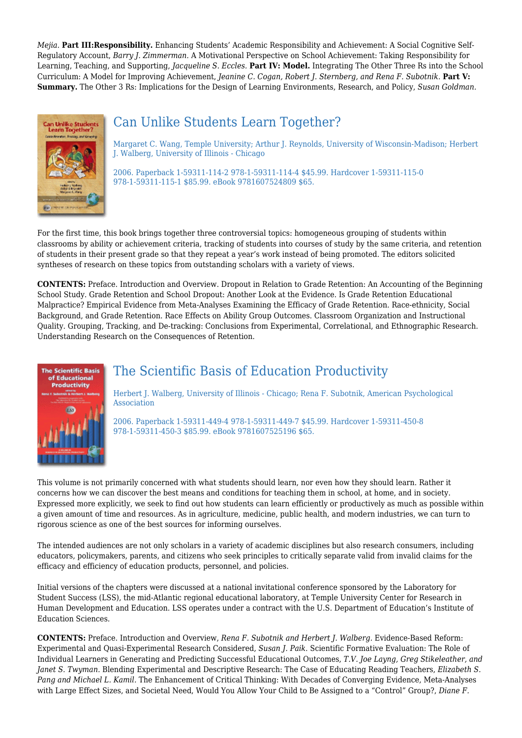*Mejia.* **Part III:Responsibility.** Enhancing Students' Academic Responsibility and Achievement: A Social Cognitive Self-Regulatory Account, *Barry J. Zimmerman.* A Motivational Perspective on School Achievement: Taking Responsibility for Learning, Teaching, and Supporting, *Jacqueline S. Eccles.* **Part IV: Model.** Integrating The Other Three Rs into the School Curriculum: A Model for Improving Achievement, *Jeanine C. Cogan, Robert J. Sternberg, and Rena F. Subotnik.* **Part V: Summary.** The Other 3 Rs: Implications for the Design of Learning Environments, Research, and Policy, *Susan Goldman.*

## Can Unlike Students Learn Together?

Margaret C. Wang, Temple University; Arthur J. Reynolds, University of Wisconsin-Madison; Herbert J. Walberg, University of Illinois - Chicago

2006. Paperback 1-59311-114-2 978-1-59311-114-4 $45.99. Hardcover 1-59311-115-0 978-1-59311-115-1 $85.99. eBook 9781607524809 $65.

For the first time, this book brings together three controversial topics: homogeneous grouping of students within classrooms by ability or achievement criteria, tracking of students into courses of study by the same criteria, and retention of students in their present grade so that they repeat a year's work instead of being promoted. The editors solicited syntheses of research on these topics from outstanding scholars with a variety of views.

**CONTENTS:** Preface. Introduction and Overview. Dropout in Relation to Grade Retention: An Accounting of the Beginning School Study. Grade Retention and School Dropout: Another Look at the Evidence. Is Grade Retention Educational Malpractice? Empirical Evidence from Meta-Analyses Examining the Efficacy of Grade Retention. Race-ethnicity, Social Background, and Grade Retention. Race Effects on Ability Group Outcomes. Classroom Organization and Instructional Quality. Grouping, Tracking, and De-tracking: Conclusions from Experimental, Correlational, and Ethnographic Research. Understanding Research on the Consequences of Retention.

## The Scientific Basis of Education Productivity

Herbert J. Walberg, University of Illinois - Chicago; Rena F. Subotnik, American Psychological Association

2006. Paperback 1-59311-449-4 978-1-59311-449-7 $45.99. Hardcover 1-59311-450-8 978-1-59311-450-3 $85.99. eBook 9781607525196 $65.

This volume is not primarily concerned with what students should learn, nor even how they should learn. Rather it concerns how we can discover the best means and conditions for teaching them in school, at home, and in society. Expressed more explicitly, we seek to find out how students can learn efficiently or productively as much as possible within a given amount of time and resources. As in agriculture, medicine, public health, and modern industries, we can turn to rigorous science as one of the best sources for informing ourselves.

The intended audiences are not only scholars in a variety of academic disciplines but also research consumers, including educators, policymakers, parents, and citizens who seek principles to critically separate valid from invalid claims for the efficacy and efficiency of education products, personnel, and policies.

Initial versions of the chapters were discussed at a national invitational conference sponsored by the Laboratory for Student Success (LSS), the mid-Atlantic regional educational laboratory, at Temple University Center for Research in Human Development and Education. LSS operates under a contract with the U.S. Department of Education's Institute of Education Sciences.

**CONTENTS:** Preface. Introduction and Overview, *Rena F. Subotnik and Herbert J. Walberg.* Evidence-Based Reform: Experimental and Quasi-Experimental Research Considered, *Susan J. Paik.* Scientific Formative Evaluation: The Role of Individual Learners in Generating and Predicting Successful Educational Outcomes, *T.V. Joe Layng, Greg Stikeleather, and Janet S. Twyman.* Blending Experimental and Descriptive Research: The Case of Educating Reading Teachers, *Elizabeth S. Pang and Michael L. Kamil.* The Enhancement of Critical Thinking: With Decades of Converging Evidence, Meta-Analyses with Large Effect Sizes, and Societal Need, Would You Allow Your Child to Be Assigned to a "Control" Group?, *Diane F.*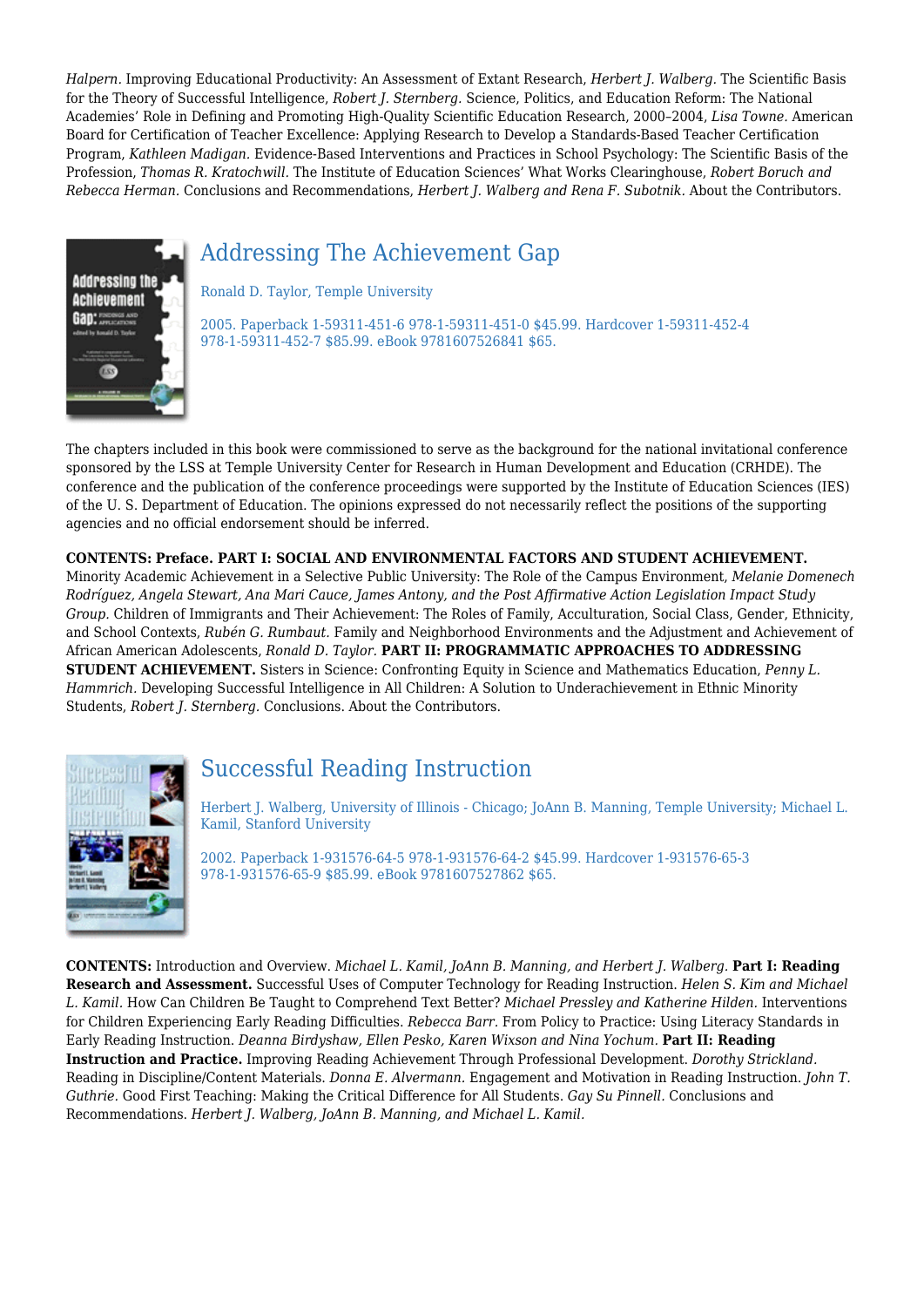*Halpern*. Improving Educational Productivity: An Assessment of Extant Research, *Herbert J. Walberg*. The Scientific Basis for the Theory of Successful Intelligence, *Robert J. Sternberg*. Science, Politics, and Education Reform: The National Academies' Role in Defining and Promoting High-Quality Scientific Education Research, 2000–2004, *Lisa Towne*. American Board for Certification of Teacher Excellence: Applying Research to Develop a Standards-Based Teacher Certification Program, *Kathleen Madigan*. Evidence-Based Interventions and Practices in School Psychology: The Scientific Basis of the Profession, *Thomas R. Kratochwill*. The Institute of Education Sciences' What Works Clearinghouse, *Robert Boruch and Rebecca Herman*. Conclusions and Recommendations, *Herbert J. Walberg and Rena F. Subotnik*. About the Contributors.

## Addressing The Achievement Gap

Ronald D. Taylor, Temple University

2005. Paperback 1-59311-451-6 978-1-59311-451-0 $45.99. Hardcover 1-59311-452-4 978-1-59311-452-7 $85.99. eBook 9781607526841 $65.

The chapters included in this book were commissioned to serve as the background for the national invitational conference sponsored by the LSS at Temple University Center for Research in Human Development and Education (CRHDE). The conference and the publication of the conference proceedings were supported by the Institute of Education Sciences (IES) of the U. S. Department of Education. The opinions expressed do not necessarily reflect the positions of the supporting agencies and no official endorsement should be inferred.

**CONTENTS: Preface. PART I: SOCIAL AND ENVIRONMENTAL FACTORS AND STUDENT ACHIEVEMENT.** Minority Academic Achievement in a Selective Public University: The Role of the Campus Environment, *Melanie Domenech Rodríguez, Angela Stewart, Ana Mari Cauce, James Antony, and the Post Affirmative Action Legislation Impact Study Group*. Children of Immigrants and Their Achievement: The Roles of Family, Acculturation, Social Class, Gender, Ethnicity, and School Contexts, *Rubén G. Rumbaut*. Family and Neighborhood Environments and the Adjustment and Achievement of African American Adolescents, *Ronald D. Taylor*. **PART II: PROGRAMMATIC APPROACHES TO ADDRESSING STUDENT ACHIEVEMENT.** Sisters in Science: Confronting Equity in Science and Mathematics Education, *Penny L. Hammrich*. Developing Successful Intelligence in All Children: A Solution to Underachievement in Ethnic Minority Students, *Robert J. Sternberg*. Conclusions. About the Contributors.

## Successful Reading Instruction

Herbert J. Walberg, University of Illinois - Chicago; JoAnn B. Manning, Temple University; Michael L. Kamil, Stanford University

2002. Paperback 1-931576-64-5 978-1-931576-64-2 $45.99. Hardcover 1-931576-65-3 978-1-931576-65-9 $85.99. eBook 9781607527862 $65.

**CONTENTS:** Introduction and Overview. *Michael L. Kamil, JoAnn B. Manning, and Herbert J. Walberg*. **Part I: Reading Research and Assessment.** Successful Uses of Computer Technology for Reading Instruction. *Helen S. Kim and Michael L. Kamil*. How Can Children Be Taught to Comprehend Text Better? *Michael Pressley and Katherine Hilden*. Interventions for Children Experiencing Early Reading Difficulties. *Rebecca Barr*. From Policy to Practice: Using Literacy Standards in Early Reading Instruction. *Deanna Birdyshaw, Ellen Pesko, Karen Wixson and Nina Yochum*. **Part II: Reading Instruction and Practice.** Improving Reading Achievement Through Professional Development. *Dorothy Strickland*. Reading in Discipline/Content Materials. *Donna E. Alvermann*. Engagement and Motivation in Reading Instruction. *John T. Guthrie*. Good First Teaching: Making the Critical Difference for All Students. *Gay Su Pinnell*. Conclusions and Recommendations. *Herbert J. Walberg, JoAnn B. Manning, and Michael L. Kamil*.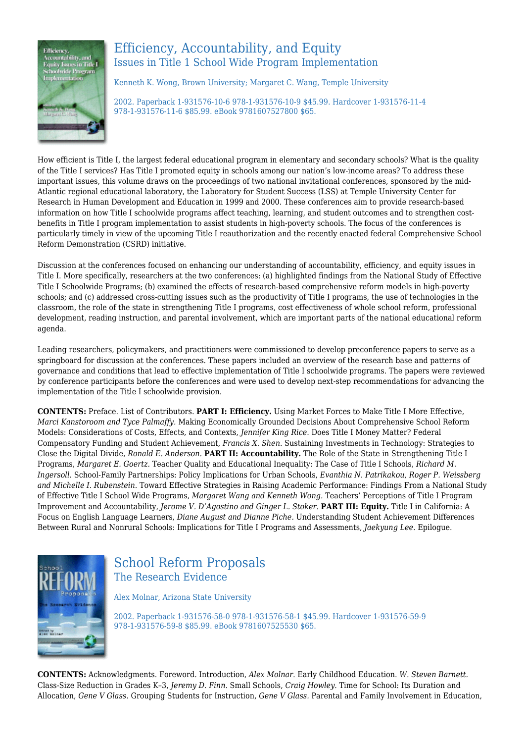## Efficiency, Accountability, and Equity

### Issues in Title 1 School Wide Program Implementation

Kenneth K. Wong, Brown University; Margaret C. Wang, Temple University

2002. Paperback 1-931576-10-6 978-1-931576-10-9 $45.99. Hardcover 1-931576-11-4 978-1-931576-11-6 $85.99. eBook 9781607527800 $65.

How efficient is Title I, the largest federal educational program in elementary and secondary schools? What is the quality of the Title I services? Has Title I promoted equity in schools among our nation's low-income areas? To address these important issues, this volume draws on the proceedings of two national invitational conferences, sponsored by the mid-Atlantic regional educational laboratory, the Laboratory for Student Success (LSS) at Temple University Center for Research in Human Development and Education in 1999 and 2000. These conferences aim to provide research-based information on how Title I schoolwide programs affect teaching, learning, and student outcomes and to strengthen cost-benefits in Title I program implementation to assist students in high-poverty schools. The focus of the conferences is particularly timely in view of the upcoming Title I reauthorization and the recently enacted federal Comprehensive School Reform Demonstration (CSRD) initiative.

Discussion at the conferences focused on enhancing our understanding of accountability, efficiency, and equity issues in Title I. More specifically, researchers at the two conferences: (a) highlighted findings from the National Study of Effective Title I Schoolwide Programs; (b) examined the effects of research-based comprehensive reform models in high-poverty schools; and (c) addressed cross-cutting issues such as the productivity of Title I programs, the use of technologies in the classroom, the role of the state in strengthening Title I programs, cost effectiveness of whole school reform, professional development, reading instruction, and parental involvement, which are important parts of the national educational reform agenda.

Leading researchers, policymakers, and practitioners were commissioned to develop preconference papers to serve as a springboard for discussion at the conferences. These papers included an overview of the research base and patterns of governance and conditions that lead to effective implementation of Title I schoolwide programs. The papers were reviewed by conference participants before the conferences and were used to develop next-step recommendations for advancing the implementation of the Title I schoolwide provision.

**CONTENTS:** Preface. List of Contributors. **PART I: Efficiency.** Using Market Forces to Make Title I More Effective, *Marci Kanstoroom and Tyce Palmaffy.* Making Economically Grounded Decisions About Comprehensive School Reform Models: Considerations of Costs, Effects, and Contexts, *Jennifer King Rice.* Does Title I Money Matter? Federal Compensatory Funding and Student Achievement, *Francis X. Shen.* Sustaining Investments in Technology: Strategies to Close the Digital Divide, *Ronald E. Anderson.* **PART II: Accountability.** The Role of the State in Strengthening Title I Programs, *Margaret E. Goertz.* Teacher Quality and Educational Inequality: The Case of Title I Schools, *Richard M. Ingersoll.* School-Family Partnerships: Policy Implications for Urban Schools, *Evanthia N. Patrikakou, Roger P. Weissberg and Michelle I. Rubenstein.* Toward Effective Strategies in Raising Academic Performance: Findings From a National Study of Effective Title I School Wide Programs, *Margaret Wang and Kenneth Wong.* Teachers' Perceptions of Title I Program Improvement and Accountability, *Jerome V. D'Agostino and Ginger L. Stoker.* **PART III: Equity.** Title I in California: A Focus on English Language Learners, *Diane August and Dianne Piche.* Understanding Student Achievement Differences Between Rural and Nonrural Schools: Implications for Title I Programs and Assessments, *Jaekyung Lee.* Epilogue.

## School Reform Proposals

### The Research Evidence

Alex Molnar, Arizona State University

2002. Paperback 1-931576-58-0 978-1-931576-58-1 $45.99. Hardcover 1-931576-59-9 978-1-931576-59-8 $85.99. eBook 9781607525530 $65.

**CONTENTS:** Acknowledgments. Foreword. Introduction, *Alex Molnar.* Early Childhood Education. *W. Steven Barnett.* Class-Size Reduction in Grades K–3, *Jeremy D. Finn.* Small Schools, *Craig Howley.* Time for School: Its Duration and Allocation, *Gene V Glass.* Grouping Students for Instruction, *Gene V Glass.* Parental and Family Involvement in Education,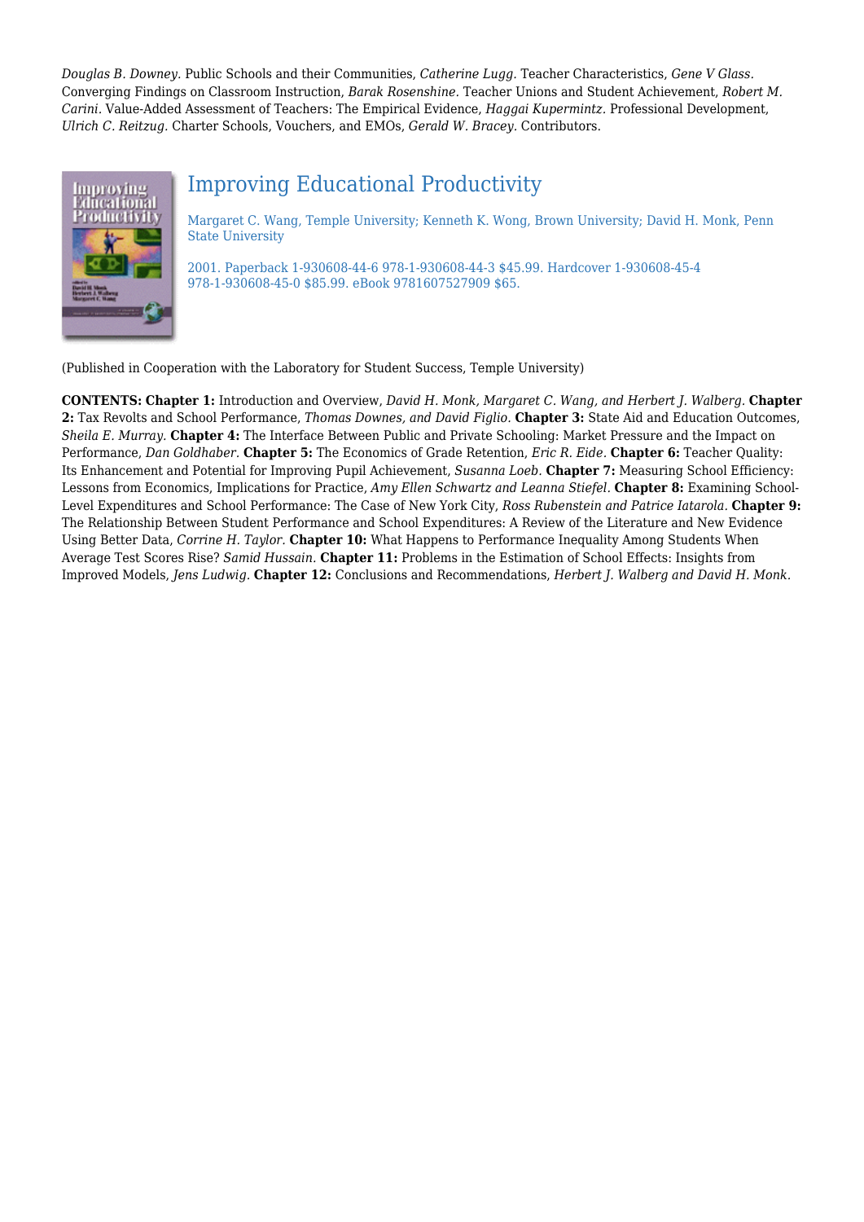*Douglas B. Downey.* Public Schools and their Communities, *Catherine Lugg.* Teacher Characteristics, *Gene V Glass.* Converging Findings on Classroom Instruction, *Barak Rosenshine.* Teacher Unions and Student Achievement, *Robert M. Carini.* Value-Added Assessment of Teachers: The Empirical Evidence, *Haggai Kupermintz.* Professional Development, *Ulrich C. Reitzug.* Charter Schools, Vouchers, and EMOs, *Gerald W. Bracey.* Contributors.

## Improving Educational Productivity

Margaret C. Wang, Temple University; Kenneth K. Wong, Brown University; David H. Monk, Penn State University

2001. Paperback 1-930608-44-6 978-1-930608-44-3 $45.99. Hardcover 1-930608-45-4 978-1-930608-45-0 $85.99. eBook 9781607527909 $65.

(Published in Cooperation with the Laboratory for Student Success, Temple University)

**CONTENTS: Chapter 1:** Introduction and Overview, *David H. Monk, Margaret C. Wang, and Herbert J. Walberg.* **Chapter 2:** Tax Revolts and School Performance, *Thomas Downes, and David Figlio.* **Chapter 3:** State Aid and Education Outcomes, *Sheila E. Murray.* **Chapter 4:** The Interface Between Public and Private Schooling: Market Pressure and the Impact on Performance, *Dan Goldhaber.* **Chapter 5:** The Economics of Grade Retention, *Eric R. Eide.* **Chapter 6:** Teacher Quality: Its Enhancement and Potential for Improving Pupil Achievement, *Susanna Loeb.* **Chapter 7:** Measuring School Efficiency: Lessons from Economics, Implications for Practice, *Amy Ellen Schwartz and Leanna Stiefel.* **Chapter 8:** Examining School-Level Expenditures and School Performance: The Case of New York City, *Ross Rubenstein and Patrice Iatarola.* **Chapter 9:** The Relationship Between Student Performance and School Expenditures: A Review of the Literature and New Evidence Using Better Data, *Corrine H. Taylor.* **Chapter 10:** What Happens to Performance Inequality Among Students When Average Test Scores Rise? *Samid Hussain.* **Chapter 11:** Problems in the Estimation of School Effects: Insights from Improved Models, *Jens Ludwig.* **Chapter 12:** Conclusions and Recommendations, *Herbert J. Walberg and David H. Monk.*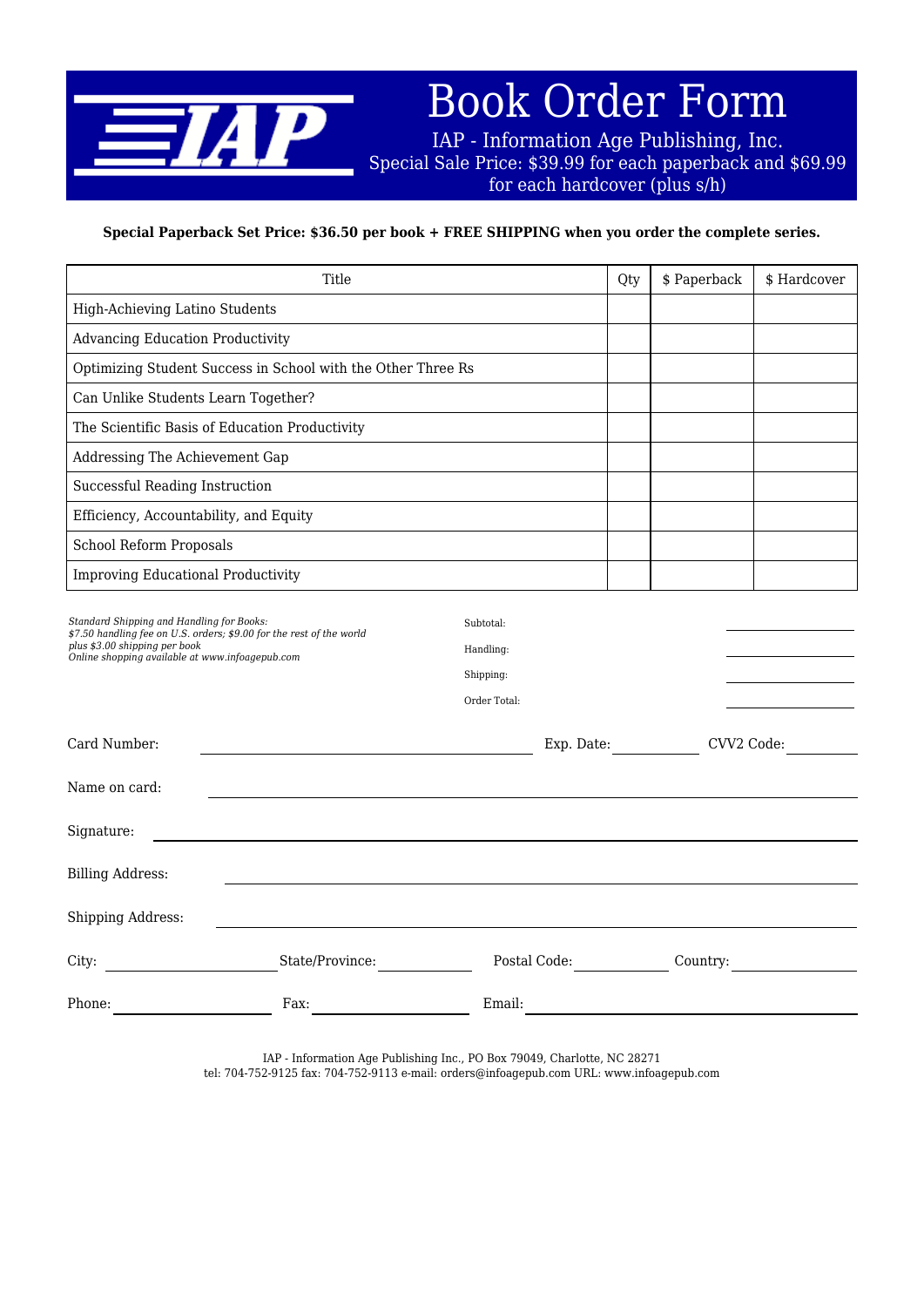# Book Order Form

IAP - Information Age Publishing, Inc.
Special Sale Price: $39.99 for each paperback and $69.99 for each hardcover (plus s/h)

**Special Paperback Set Price: $36.50 per book + FREE SHIPPING when you order the complete series.**

| Title | Qty | $ Paperback | $ Hardcover |
|---|---|---|---|
| High-Achieving Latino Students | | | |
| Advancing Education Productivity | | | |
| Optimizing Student Success in School with the Other Three Rs | | | |
| Can Unlike Students Learn Together? | | | |
| The Scientific Basis of Education Productivity | | | |
| Addressing The Achievement Gap | | | |
| Successful Reading Instruction | | | |
| Efficiency, Accountability, and Equity | | | |
| School Reform Proposals | | | |
| Improving Educational Productivity | | | |

*Standard Shipping and Handling for Books:*
*$7.50 handling fee on U.S. orders; $9.00 for the rest of the world*
*plus $3.00 shipping per book*
*Online shopping available at www.infoagepub.com*

Subtotal: ____________

Handling: ____________

Shipping: ____________

Order Total: ____________

Card Number: ____________ Exp. Date: ____________ CVV2 Code: ____________

Name on card: ____________

Signature: ____________

Billing Address: ____________

Shipping Address: ____________

City: ____________ State/Province: ____________ Postal Code: ____________ Country: ____________

Phone: ____________ Fax: ____________ Email: ____________

IAP - Information Age Publishing Inc., PO Box 79049, Charlotte, NC 28271
tel: 704-752-9125 fax: 704-752-9113 e-mail: orders@infoagepub.com URL: www.infoagepub.com